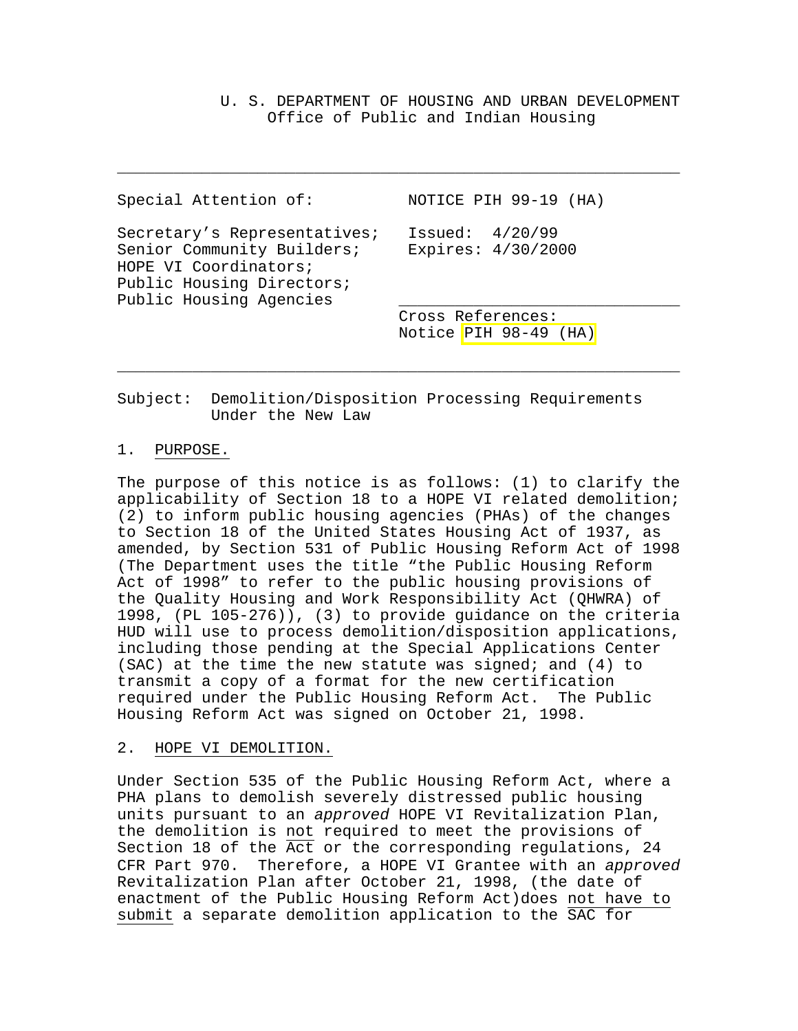U. S. DEPARTMENT OF HOUSING AND URBAN DEVELOPMENT
Office of Public and Indian Housing

---

| Special Attention of: | NOTICE PIH 99-19 (HA) |
|---|---|
| Secretary's Representatives; Senior Community Builders; HOPE VI Coordinators; Public Housing Directors; Public Housing Agencies | Issued: 4/20/99 Expires: 4/30/2000 |
| | Cross References: Notice PIH 98-49 (HA) |

---

Subject: Demolition/Disposition Processing Requirements Under the New Law

1. PURPOSE.

The purpose of this notice is as follows: (1) to clarify the applicability of Section 18 to a HOPE VI related demolition; (2) to inform public housing agencies (PHAs) of the changes to Section 18 of the United States Housing Act of 1937, as amended, by Section 531 of Public Housing Reform Act of 1998 (The Department uses the title "the Public Housing Reform Act of 1998" to refer to the public housing provisions of the Quality Housing and Work Responsibility Act (QHWRA) of 1998, (PL 105-276)), (3) to provide guidance on the criteria HUD will use to process demolition/disposition applications, including those pending at the Special Applications Center (SAC) at the time the new statute was signed; and (4) to transmit a copy of a format for the new certification required under the Public Housing Reform Act. The Public Housing Reform Act was signed on October 21, 1998.

2. HOPE VI DEMOLITION.

Under Section 535 of the Public Housing Reform Act, where a PHA plans to demolish severely distressed public housing units pursuant to an *approved* HOPE VI Revitalization Plan, the demolition is not required to meet the provisions of Section 18 of the Act or the corresponding regulations, 24 CFR Part 970. Therefore, a HOPE VI Grantee with an *approved* Revitalization Plan after October 21, 1998, (the date of enactment of the Public Housing Reform Act)does not have to submit a separate demolition application to the SAC for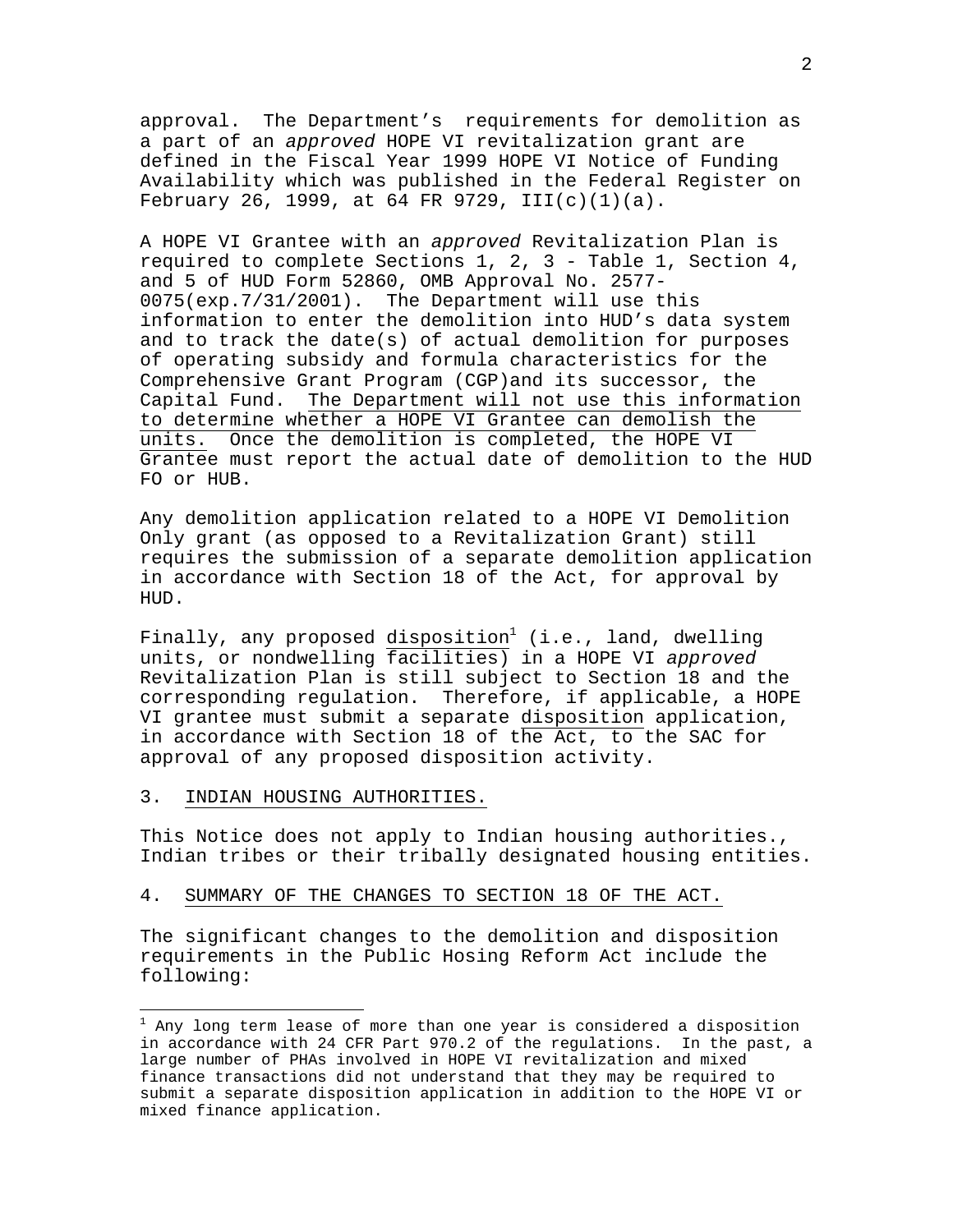approval. The Department's requirements for demolition as a part of an *approved* HOPE VI revitalization grant are defined in the Fiscal Year 1999 HOPE VI Notice of Funding Availability which was published in the Federal Register on February 26, 1999, at 64 FR 9729, III(c)(1)(a).

A HOPE VI Grantee with an *approved* Revitalization Plan is required to complete Sections 1, 2, 3 - Table 1, Section 4, and 5 of HUD Form 52860, OMB Approval No. 2577-0075(exp.7/31/2001). The Department will use this information to enter the demolition into HUD's data system and to track the date(s) of actual demolition for purposes of operating subsidy and formula characteristics for the Comprehensive Grant Program (CGP)and its successor, the Capital Fund. The Department will not use this information to determine whether a HOPE VI Grantee can demolish the units. Once the demolition is completed, the HOPE VI Grantee must report the actual date of demolition to the HUD FO or HUB.

Any demolition application related to a HOPE VI Demolition Only grant (as opposed to a Revitalization Grant) still requires the submission of a separate demolition application in accordance with Section 18 of the Act, for approval by HUD.

Finally, any proposed disposition[1] (i.e., land, dwelling units, or nondwelling facilities) in a HOPE VI *approved* Revitalization Plan is still subject to Section 18 and the corresponding regulation. Therefore, if applicable, a HOPE VI grantee must submit a separate disposition application, in accordance with Section 18 of the Act, to the SAC for approval of any proposed disposition activity.

## 3. INDIAN HOUSING AUTHORITIES.

This Notice does not apply to Indian housing authorities., Indian tribes or their tribally designated housing entities.

## 4. SUMMARY OF THE CHANGES TO SECTION 18 OF THE ACT.

The significant changes to the demolition and disposition requirements in the Public Hosing Reform Act include the following:

---

[1] Any long term lease of more than one year is considered a disposition in accordance with 24 CFR Part 970.2 of the regulations. In the past, a large number of PHAs involved in HOPE VI revitalization and mixed finance transactions did not understand that they may be required to submit a separate disposition application in addition to the HOPE VI or mixed finance application.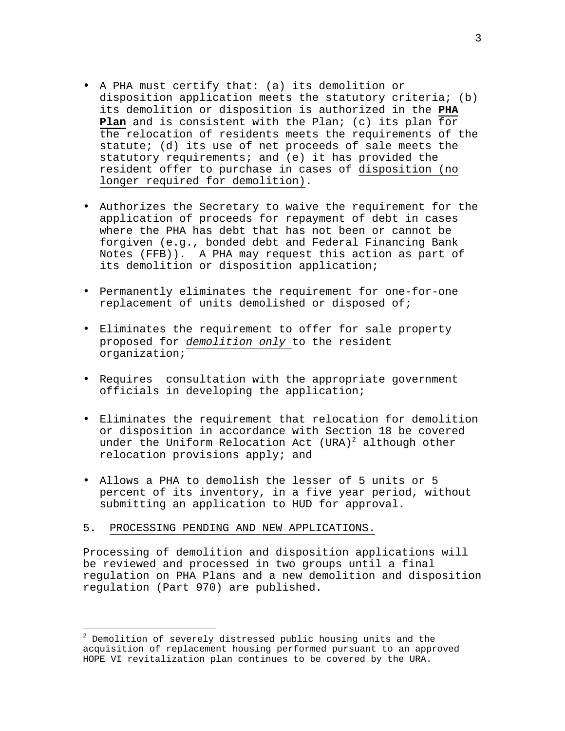- A PHA must certify that: (a) its demolition or disposition application meets the statutory criteria; (b) its demolition or disposition is authorized in the **PHA Plan** and is consistent with the Plan; (c) its plan for the relocation of residents meets the requirements of the statute; (d) its use of net proceeds of sale meets the statutory requirements; and (e) it has provided the resident offer to purchase in cases of disposition (no longer required for demolition).

- Authorizes the Secretary to waive the requirement for the application of proceeds for repayment of debt in cases where the PHA has debt that has not been or cannot be forgiven (e.g., bonded debt and Federal Financing Bank Notes (FFB)). A PHA may request this action as part of its demolition or disposition application;

- Permanently eliminates the requirement for one-for-one replacement of units demolished or disposed of;

- Eliminates the requirement to offer for sale property proposed for *demolition only* to the resident organization;

- Requires consultation with the appropriate government officials in developing the application;

- Eliminates the requirement that relocation for demolition or disposition in accordance with Section 18 be covered under the Uniform Relocation Act (URA)[2] although other relocation provisions apply; and

- Allows a PHA to demolish the lesser of 5 units or 5 percent of its inventory, in a five year period, without submitting an application to HUD for approval.

5. PROCESSING PENDING AND NEW APPLICATIONS.

Processing of demolition and disposition applications will be reviewed and processed in two groups until a final regulation on PHA Plans and a new demolition and disposition regulation (Part 970) are published.

---

[2] Demolition of severely distressed public housing units and the acquisition of replacement housing performed pursuant to an approved HOPE VI revitalization plan continues to be covered by the URA.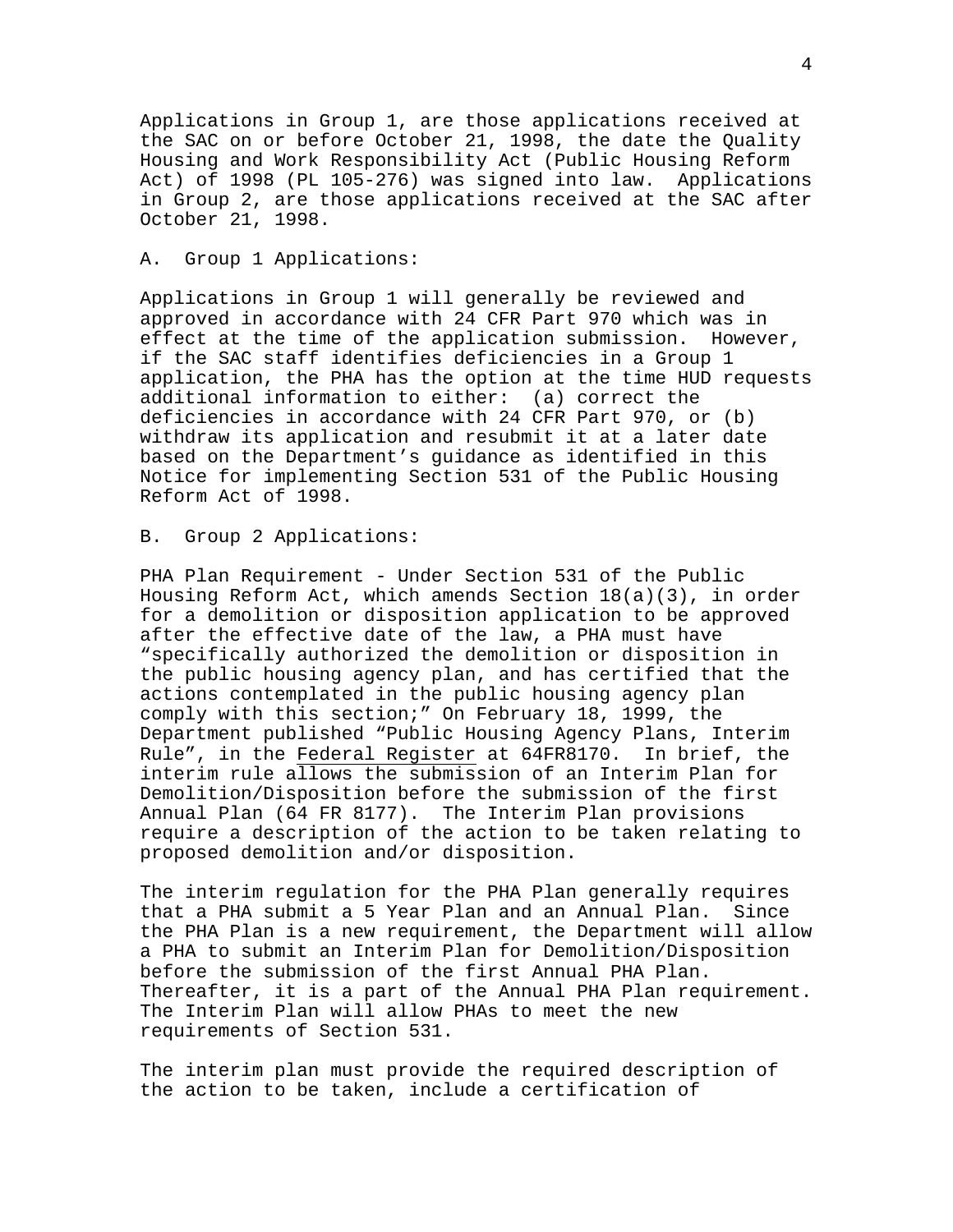Applications in Group 1, are those applications received at the SAC on or before October 21, 1998, the date the Quality Housing and Work Responsibility Act (Public Housing Reform Act) of 1998 (PL 105-276) was signed into law. Applications in Group 2, are those applications received at the SAC after October 21, 1998.

A. Group 1 Applications:

Applications in Group 1 will generally be reviewed and approved in accordance with 24 CFR Part 970 which was in effect at the time of the application submission. However, if the SAC staff identifies deficiencies in a Group 1 application, the PHA has the option at the time HUD requests additional information to either: (a) correct the deficiencies in accordance with 24 CFR Part 970, or (b) withdraw its application and resubmit it at a later date based on the Department's guidance as identified in this Notice for implementing Section 531 of the Public Housing Reform Act of 1998.

B. Group 2 Applications:

PHA Plan Requirement - Under Section 531 of the Public Housing Reform Act, which amends Section 18(a)(3), in order for a demolition or disposition application to be approved after the effective date of the law, a PHA must have "specifically authorized the demolition or disposition in the public housing agency plan, and has certified that the actions contemplated in the public housing agency plan comply with this section;" On February 18, 1999, the Department published "Public Housing Agency Plans, Interim Rule", in the Federal Register at 64FR8170. In brief, the interim rule allows the submission of an Interim Plan for Demolition/Disposition before the submission of the first Annual Plan (64 FR 8177). The Interim Plan provisions require a description of the action to be taken relating to proposed demolition and/or disposition.

The interim regulation for the PHA Plan generally requires that a PHA submit a 5 Year Plan and an Annual Plan. Since the PHA Plan is a new requirement, the Department will allow a PHA to submit an Interim Plan for Demolition/Disposition before the submission of the first Annual PHA Plan. Thereafter, it is a part of the Annual PHA Plan requirement. The Interim Plan will allow PHAs to meet the new requirements of Section 531.

The interim plan must provide the required description of the action to be taken, include a certification of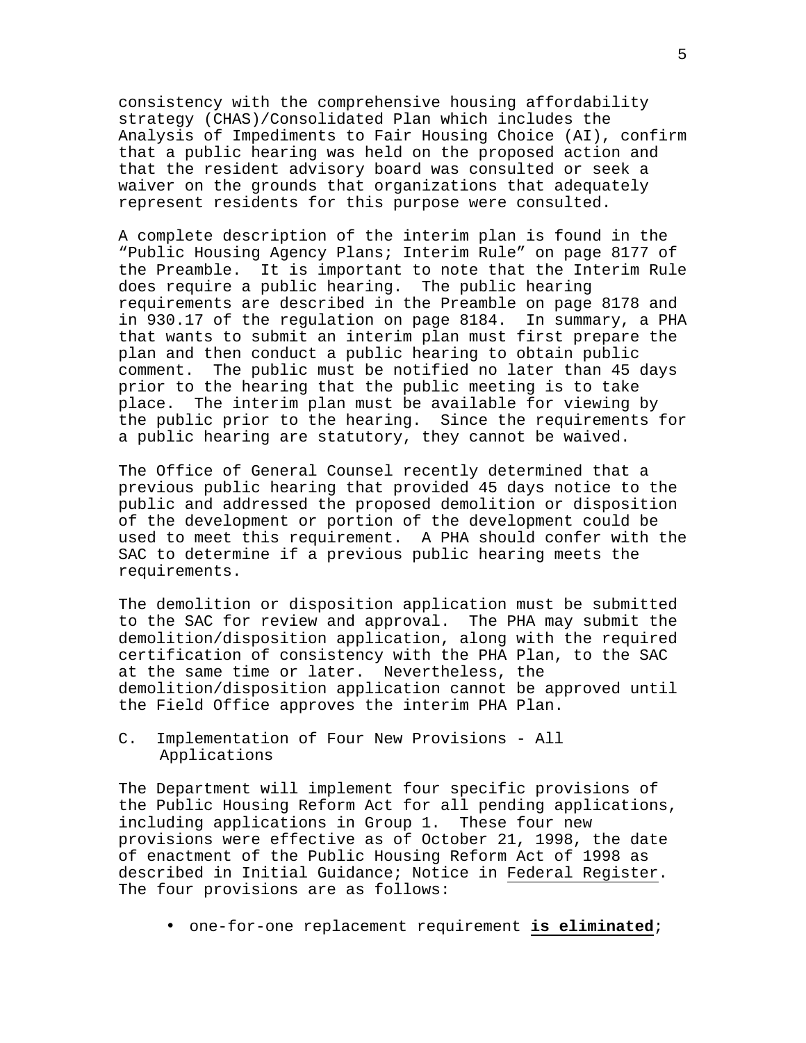consistency with the comprehensive housing affordability strategy (CHAS)/Consolidated Plan which includes the Analysis of Impediments to Fair Housing Choice (AI), confirm that a public hearing was held on the proposed action and that the resident advisory board was consulted or seek a waiver on the grounds that organizations that adequately represent residents for this purpose were consulted.

A complete description of the interim plan is found in the "Public Housing Agency Plans; Interim Rule" on page 8177 of the Preamble. It is important to note that the Interim Rule does require a public hearing. The public hearing requirements are described in the Preamble on page 8178 and in 930.17 of the regulation on page 8184. In summary, a PHA that wants to submit an interim plan must first prepare the plan and then conduct a public hearing to obtain public comment. The public must be notified no later than 45 days prior to the hearing that the public meeting is to take place. The interim plan must be available for viewing by the public prior to the hearing. Since the requirements for a public hearing are statutory, they cannot be waived.

The Office of General Counsel recently determined that a previous public hearing that provided 45 days notice to the public and addressed the proposed demolition or disposition of the development or portion of the development could be used to meet this requirement. A PHA should confer with the SAC to determine if a previous public hearing meets the requirements.

The demolition or disposition application must be submitted to the SAC for review and approval. The PHA may submit the demolition/disposition application, along with the required certification of consistency with the PHA Plan, to the SAC at the same time or later. Nevertheless, the demolition/disposition application cannot be approved until the Field Office approves the interim PHA Plan.

C. Implementation of Four New Provisions - All Applications

The Department will implement four specific provisions of the Public Housing Reform Act for all pending applications, including applications in Group 1. These four new provisions were effective as of October 21, 1998, the date of enactment of the Public Housing Reform Act of 1998 as described in Initial Guidance; Notice in Federal Register. The four provisions are as follows:

- one-for-one replacement requirement **is eliminated**;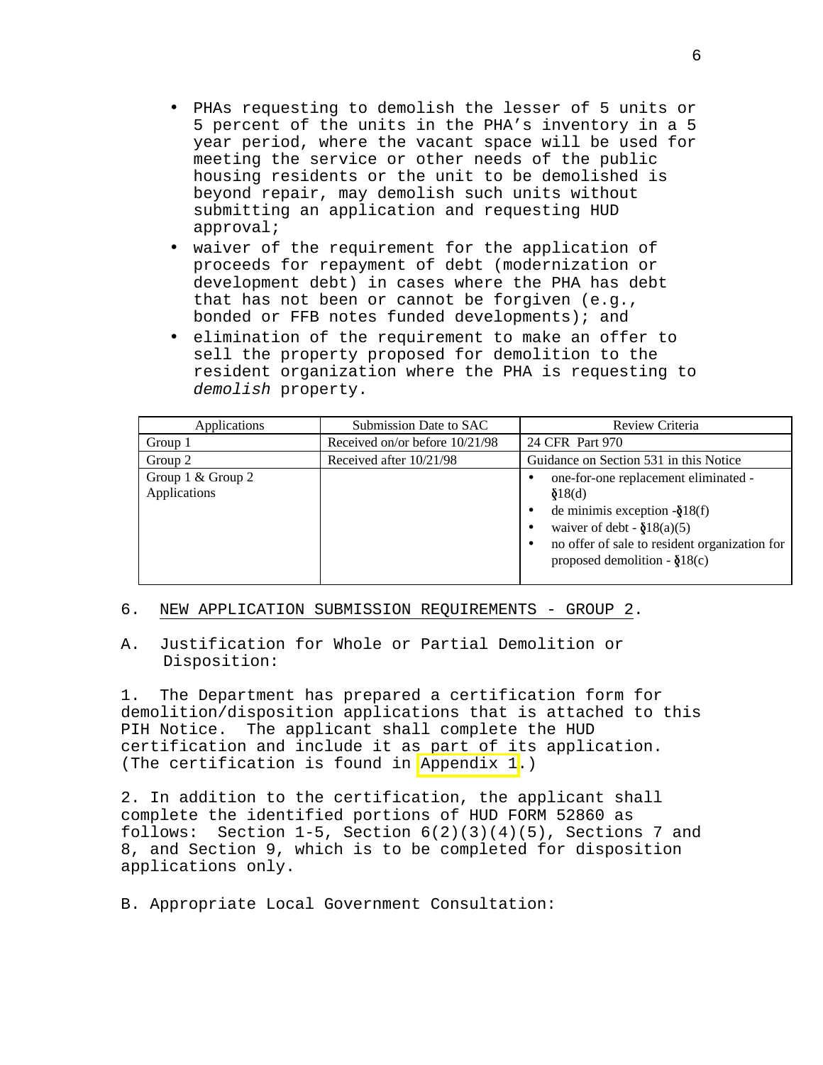- PHAs requesting to demolish the lesser of 5 units or 5 percent of the units in the PHA's inventory in a 5 year period, where the vacant space will be used for meeting the service or other needs of the public housing residents or the unit to be demolished is beyond repair, may demolish such units without submitting an application and requesting HUD approval;
- waiver of the requirement for the application of proceeds for repayment of debt (modernization or development debt) in cases where the PHA has debt that has not been or cannot be forgiven (e.g., bonded or FFB notes funded developments); and
- elimination of the requirement to make an offer to sell the property proposed for demolition to the resident organization where the PHA is requesting to *demolish* property.

| Applications | Submission Date to SAC | Review Criteria |
|---|---|---|
| Group 1 | Received on/or before 10/21/98 | 24 CFR Part 970 |
| Group 2 | Received after 10/21/98 | Guidance on Section 531 in this Notice |
| Group 1 & Group 2 Applications | | • one-for-one replacement eliminated - §18(d)<br>• de minimis exception -§18(f)<br>• waiver of debt - §18(a)(5)<br>• no offer of sale to resident organization for proposed demolition - §18(c) |

6. <u>NEW APPLICATION SUBMISSION REQUIREMENTS - GROUP 2</u>.

A. Justification for Whole or Partial Demolition or Disposition:

1. The Department has prepared a certification form for demolition/disposition applications that is attached to this PIH Notice. The applicant shall complete the HUD certification and include it as part of its application. (The certification is found in Appendix 1.)

2. In addition to the certification, the applicant shall complete the identified portions of HUD FORM 52860 as follows: Section 1-5, Section 6(2)(3)(4)(5), Sections 7 and 8, and Section 9, which is to be completed for disposition applications only.

B. Appropriate Local Government Consultation: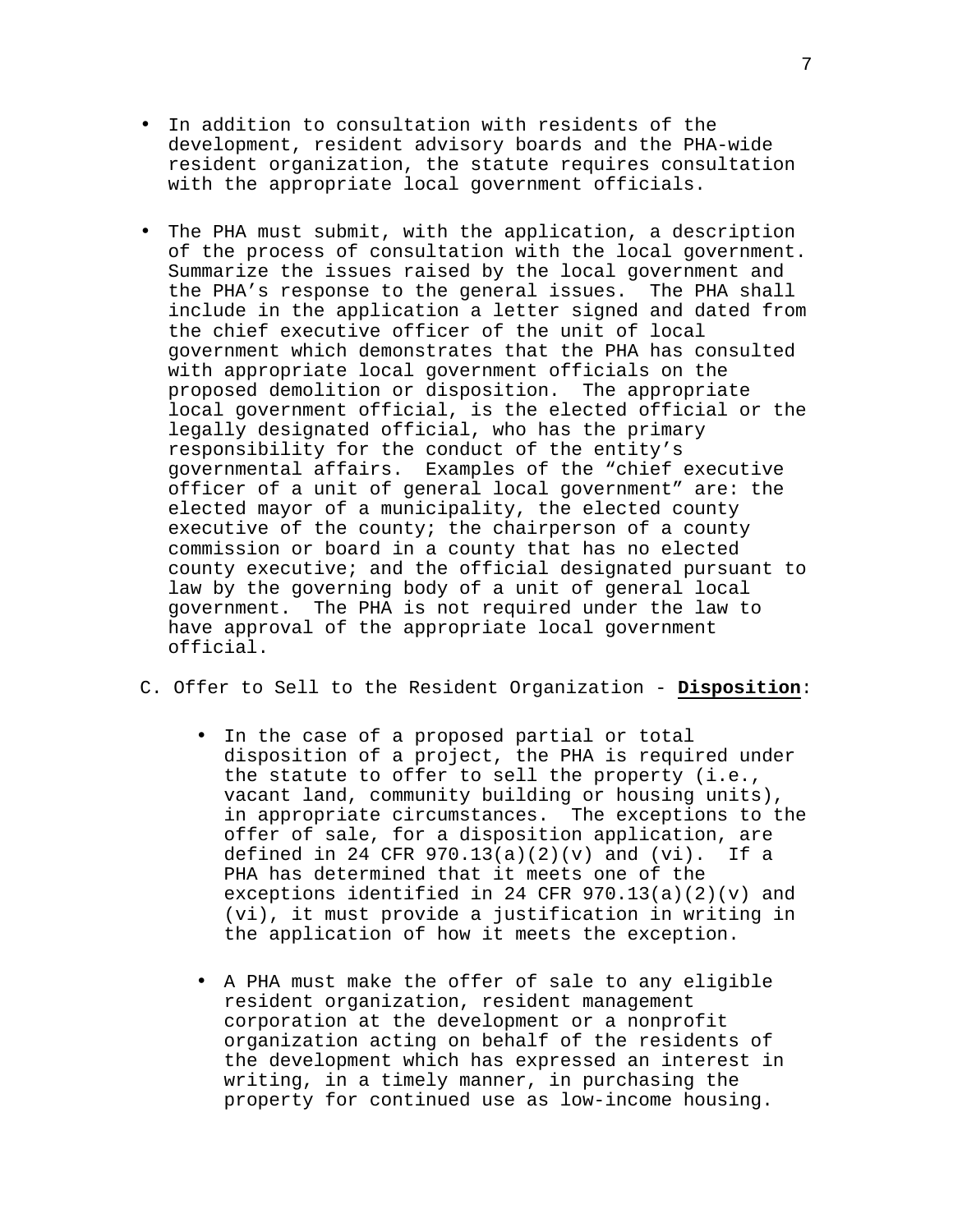- In addition to consultation with residents of the development, resident advisory boards and the PHA-wide resident organization, the statute requires consultation with the appropriate local government officials.

- The PHA must submit, with the application, a description of the process of consultation with the local government. Summarize the issues raised by the local government and the PHA's response to the general issues. The PHA shall include in the application a letter signed and dated from the chief executive officer of the unit of local government which demonstrates that the PHA has consulted with appropriate local government officials on the proposed demolition or disposition. The appropriate local government official, is the elected official or the legally designated official, who has the primary responsibility for the conduct of the entity's governmental affairs. Examples of the "chief executive officer of a unit of general local government" are: the elected mayor of a municipality, the elected county executive of the county; the chairperson of a county commission or board in a county that has no elected county executive; and the official designated pursuant to law by the governing body of a unit of general local government. The PHA is not required under the law to have approval of the appropriate local government official.

C. Offer to Sell to the Resident Organization - **Disposition**:

  - In the case of a proposed partial or total disposition of a project, the PHA is required under the statute to offer to sell the property (i.e., vacant land, community building or housing units), in appropriate circumstances. The exceptions to the offer of sale, for a disposition application, are defined in 24 CFR 970.13(a)(2)(v) and (vi). If a PHA has determined that it meets one of the exceptions identified in 24 CFR 970.13(a)(2)(v) and (vi), it must provide a justification in writing in the application of how it meets the exception.

  - A PHA must make the offer of sale to any eligible resident organization, resident management corporation at the development or a nonprofit organization acting on behalf of the residents of the development which has expressed an interest in writing, in a timely manner, in purchasing the property for continued use as low-income housing.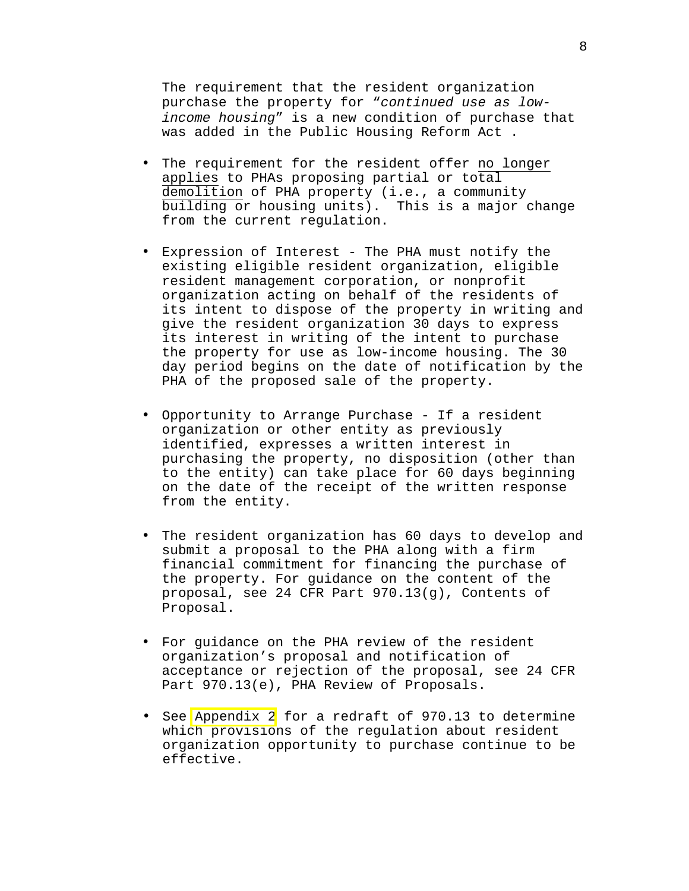The requirement that the resident organization purchase the property for "*continued use as low-income housing*" is a new condition of purchase that was added in the Public Housing Reform Act .

- The requirement for the resident offer <u>no longer applies</u> to PHAs proposing partial or <u>total demolition</u> of PHA property (i.e., a community building or housing units). This is a major change from the current regulation.

- Expression of Interest - The PHA must notify the existing eligible resident organization, eligible resident management corporation, or nonprofit organization acting on behalf of the residents of its intent to dispose of the property in writing and give the resident organization 30 days to express its interest in writing of the intent to purchase the property for use as low-income housing. The 30 day period begins on the date of notification by the PHA of the proposed sale of the property.

- Opportunity to Arrange Purchase - If a resident organization or other entity as previously identified, expresses a written interest in purchasing the property, no disposition (other than to the entity) can take place for 60 days beginning on the date of the receipt of the written response from the entity.

- The resident organization has 60 days to develop and submit a proposal to the PHA along with a firm financial commitment for financing the purchase of the property. For guidance on the content of the proposal, see 24 CFR Part 970.13(g), Contents of Proposal.

- For guidance on the PHA review of the resident organization's proposal and notification of acceptance or rejection of the proposal, see 24 CFR Part 970.13(e), PHA Review of Proposals.

- See Appendix 2 for a redraft of 970.13 to determine which provisions of the regulation about resident organization opportunity to purchase continue to be effective.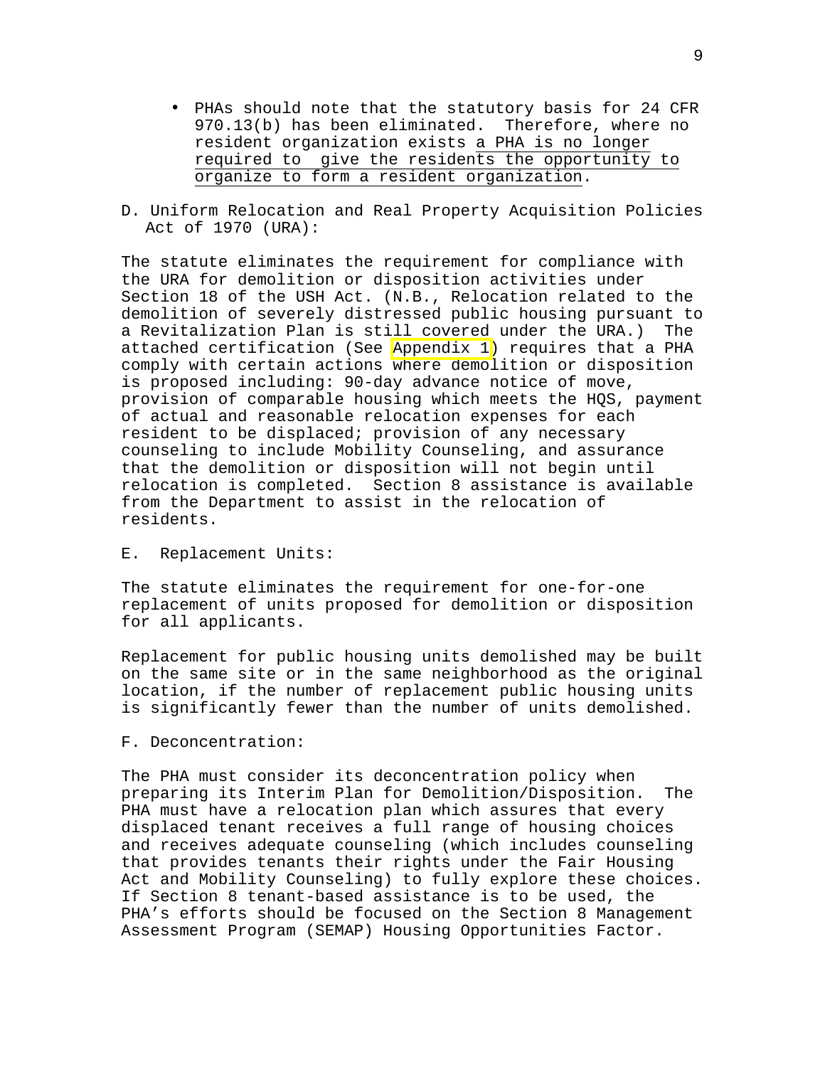- PHAs should note that the statutory basis for 24 CFR 970.13(b) has been eliminated. Therefore, where no resident organization exists <u>a PHA is no longer required to give the residents the opportunity to organize to form a resident organization</u>.

D. Uniform Relocation and Real Property Acquisition Policies Act of 1970 (URA):

The statute eliminates the requirement for compliance with the URA for demolition or disposition activities under Section 18 of the USH Act. (N.B., Relocation related to the demolition of severely distressed public housing pursuant to a Revitalization Plan is still covered under the URA.) The attached certification (See Appendix 1) requires that a PHA comply with certain actions where demolition or disposition is proposed including: 90-day advance notice of move, provision of comparable housing which meets the HQS, payment of actual and reasonable relocation expenses for each resident to be displaced; provision of any necessary counseling to include Mobility Counseling, and assurance that the demolition or disposition will not begin until relocation is completed. Section 8 assistance is available from the Department to assist in the relocation of residents.

E. Replacement Units:

The statute eliminates the requirement for one-for-one replacement of units proposed for demolition or disposition for all applicants.

Replacement for public housing units demolished may be built on the same site or in the same neighborhood as the original location, if the number of replacement public housing units is significantly fewer than the number of units demolished.

F. Deconcentration:

The PHA must consider its deconcentration policy when preparing its Interim Plan for Demolition/Disposition. The PHA must have a relocation plan which assures that every displaced tenant receives a full range of housing choices and receives adequate counseling (which includes counseling that provides tenants their rights under the Fair Housing Act and Mobility Counseling) to fully explore these choices. If Section 8 tenant-based assistance is to be used, the PHA's efforts should be focused on the Section 8 Management Assessment Program (SEMAP) Housing Opportunities Factor.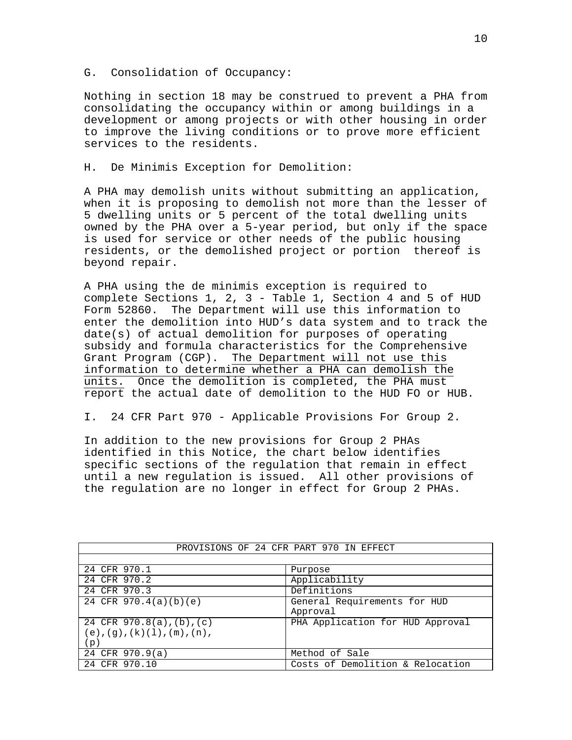G. Consolidation of Occupancy:

Nothing in section 18 may be construed to prevent a PHA from consolidating the occupancy within or among buildings in a development or among projects or with other housing in order to improve the living conditions or to prove more efficient services to the residents.

H. De Minimis Exception for Demolition:

A PHA may demolish units without submitting an application, when it is proposing to demolish not more than the lesser of 5 dwelling units or 5 percent of the total dwelling units owned by the PHA over a 5-year period, but only if the space is used for service or other needs of the public housing residents, or the demolished project or portion thereof is beyond repair.

A PHA using the de minimis exception is required to complete Sections 1, 2, 3 - Table 1, Section 4 and 5 of HUD Form 52860. The Department will use this information to enter the demolition into HUD's data system and to track the date(s) of actual demolition for purposes of operating subsidy and formula characteristics for the Comprehensive Grant Program (CGP). <u>The Department will not use this information to determine whether a PHA can demolish the units. Once the demolition is completed, the PHA must report</u> the actual date of demolition to the HUD FO or HUB.

I. 24 CFR Part 970 - Applicable Provisions For Group 2.

In addition to the new provisions for Group 2 PHAs identified in this Notice, the chart below identifies specific sections of the regulation that remain in effect until a new regulation is issued. All other provisions of the regulation are no longer in effect for Group 2 PHAs.

| PROVISIONS OF 24 CFR PART 970 IN EFFECT | |
|---|---|
| 24 CFR 970.1 | Purpose |
| 24 CFR 970.2 | Applicability |
| 24 CFR 970.3 | Definitions |
| 24 CFR 970.4(a)(b)(e) | General Requirements for HUD Approval |
| 24 CFR 970.8(a),(b),(c)(e),(g),(k)(l),(m),(n),(p) | PHA Application for HUD Approval |
| 24 CFR 970.9(a) | Method of Sale |
| 24 CFR 970.10 | Costs of Demolition & Relocation |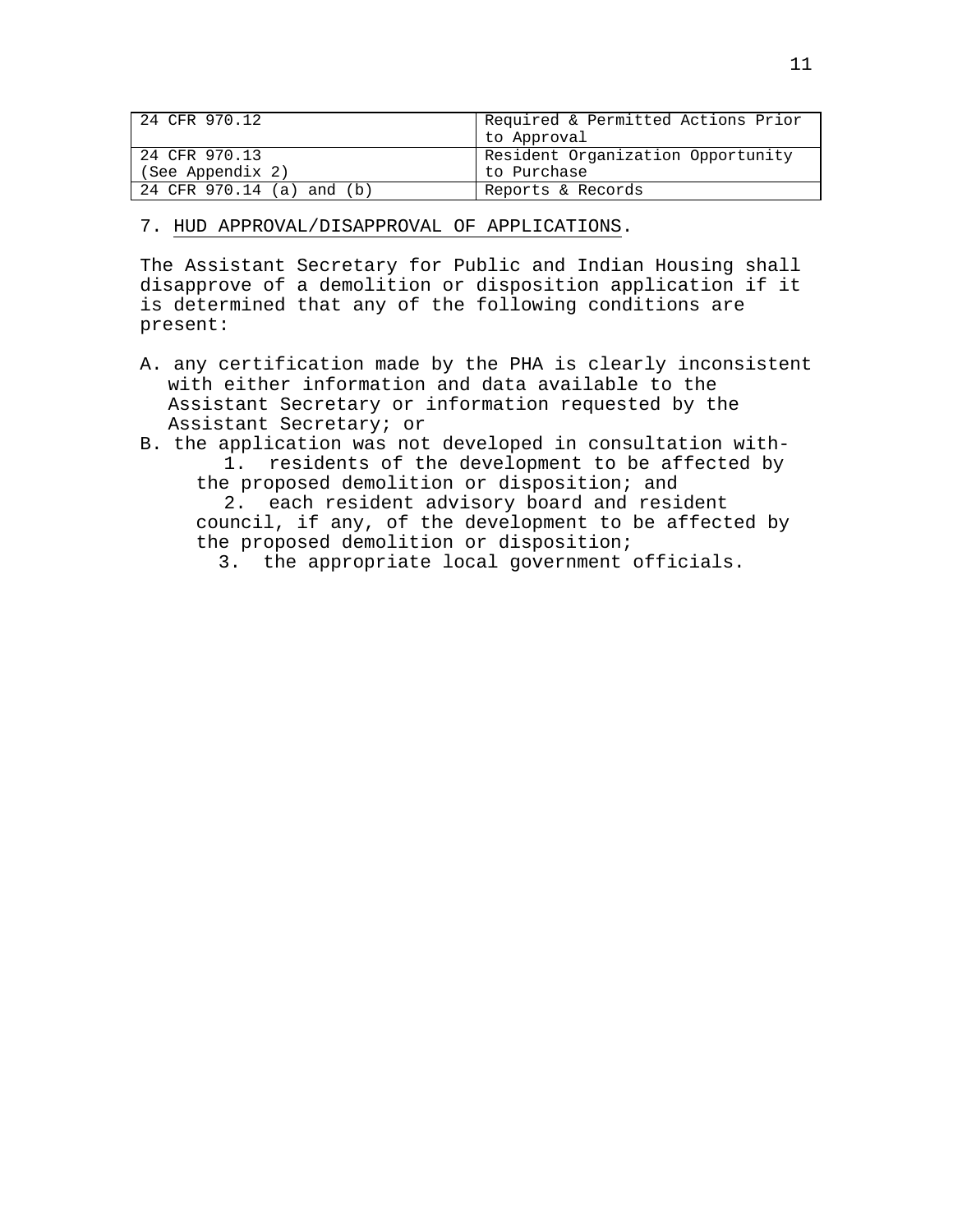| 24 CFR 970.12 | Required & Permitted Actions Prior to Approval |
|---|---|
| 24 CFR 970.13 (See Appendix 2) | Resident Organization Opportunity to Purchase |
| 24 CFR 970.14 (a) and (b) | Reports & Records |

7. <u>HUD APPROVAL/DISAPPROVAL OF APPLICATIONS</u>.

The Assistant Secretary for Public and Indian Housing shall disapprove of a demolition or disposition application if it is determined that any of the following conditions are present:

A. any certification made by the PHA is clearly inconsistent with either information and data available to the Assistant Secretary or information requested by the Assistant Secretary; or

B. the application was not developed in consultation with-
   1. residents of the development to be affected by the proposed demolition or disposition; and
   2. each resident advisory board and resident council, if any, of the development to be affected by the proposed demolition or disposition;
   3. the appropriate local government officials.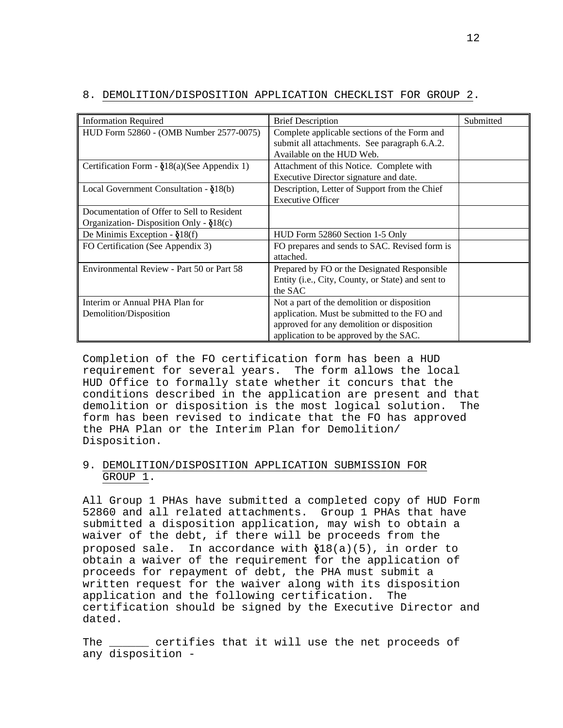## 8. DEMOLITION/DISPOSITION APPLICATION CHECKLIST FOR GROUP 2.

| Information Required | Brief Description | Submitted |
|---|---|---|
| HUD Form 52860 - (OMB Number 2577-0075) | Complete applicable sections of the Form and submit all attachments. See paragraph 6.A.2. Available on the HUD Web. | |
| Certification Form - §18(a)(See Appendix 1) | Attachment of this Notice. Complete with Executive Director signature and date. | |
| Local Government Consultation - §18(b) | Description, Letter of Support from the Chief Executive Officer | |
| Documentation of Offer to Sell to Resident Organization- Disposition Only - §18(c) | | |
| De Minimis Exception - §18(f) | HUD Form 52860 Section 1-5 Only | |
| FO Certification (See Appendix 3) | FO prepares and sends to SAC. Revised form is attached. | |
| Environmental Review - Part 50 or Part 58 | Prepared by FO or the Designated Responsible Entity (i.e., City, County, or State) and sent to the SAC | |
| Interim or Annual PHA Plan for Demolition/Disposition | Not a part of the demolition or disposition application. Must be submitted to the FO and approved for any demolition or disposition application to be approved by the SAC. | |

Completion of the FO certification form has been a HUD requirement for several years. The form allows the local HUD Office to formally state whether it concurs that the conditions described in the application are present and that demolition or disposition is the most logical solution. The form has been revised to indicate that the FO has approved the PHA Plan or the Interim Plan for Demolition/ Disposition.

## 9. DEMOLITION/DISPOSITION APPLICATION SUBMISSION FOR GROUP 1.

All Group 1 PHAs have submitted a completed copy of HUD Form 52860 and all related attachments. Group 1 PHAs that have submitted a disposition application, may wish to obtain a waiver of the debt, if there will be proceeds from the proposed sale. In accordance with §18(a)(5), in order to obtain a waiver of the requirement for the application of proceeds for repayment of debt, the PHA must submit a written request for the waiver along with its disposition application and the following certification. The certification should be signed by the Executive Director and dated.

The ______ certifies that it will use the net proceeds of any disposition -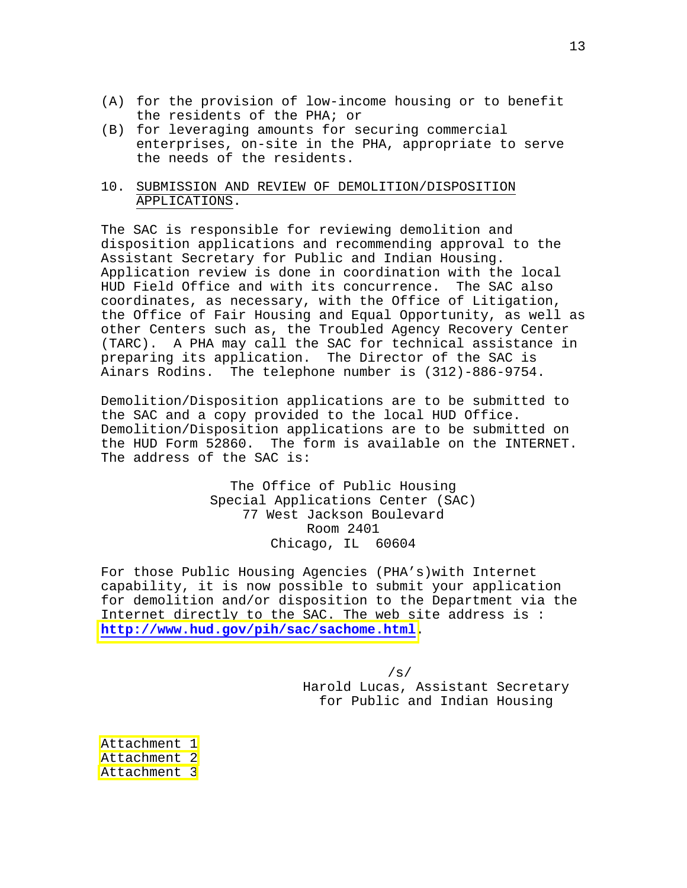(A) for the provision of low-income housing or to benefit the residents of the PHA; or
(B) for leveraging amounts for securing commercial enterprises, on-site in the PHA, appropriate to serve the needs of the residents.

## 10. SUBMISSION AND REVIEW OF DEMOLITION/DISPOSITION APPLICATIONS.

The SAC is responsible for reviewing demolition and disposition applications and recommending approval to the Assistant Secretary for Public and Indian Housing. Application review is done in coordination with the local HUD Field Office and with its concurrence. The SAC also coordinates, as necessary, with the Office of Litigation, the Office of Fair Housing and Equal Opportunity, as well as other Centers such as, the Troubled Agency Recovery Center (TARC). A PHA may call the SAC for technical assistance in preparing its application. The Director of the SAC is Ainars Rodins. The telephone number is (312)-886-9754.

Demolition/Disposition applications are to be submitted to the SAC and a copy provided to the local HUD Office. Demolition/Disposition applications are to be submitted on the HUD Form 52860. The form is available on the INTERNET. The address of the SAC is:

The Office of Public Housing
Special Applications Center (SAC)
77 West Jackson Boulevard
Room 2401
Chicago, IL 60604

For those Public Housing Agencies (PHA's)with Internet capability, it is now possible to submit your application for demolition and/or disposition to the Department via the Internet directly to the SAC. The web site address is : **http://www.hud.gov/pih/sac/sachome.html**.

/s/
Harold Lucas, Assistant Secretary
for Public and Indian Housing

Attachment 1
Attachment 2
Attachment 3